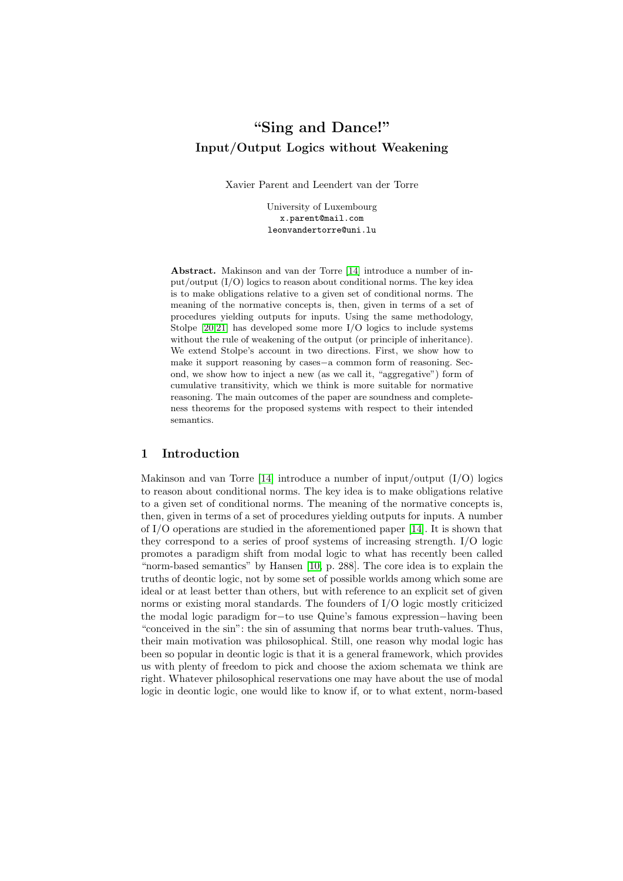# "Sing and Dance!"
## Input/Output Logics without Weakening

Xavier Parent and Leendert van der Torre

University of Luxembourg
x.parent@mail.com
leonvandertorre@uni.lu

**Abstract.** Makinson and van der Torre [14] introduce a number of input/output (I/O) logics to reason about conditional norms. The key idea is to make obligations relative to a given set of conditional norms. The meaning of the normative concepts is, then, given in terms of a set of procedures yielding outputs for inputs. Using the same methodology, Stolpe [20,21] has developed some more I/O logics to include systems without the rule of weakening of the output (or principle of inheritance). We extend Stolpe's account in two directions. First, we show how to make it support reasoning by cases−a common form of reasoning. Second, we show how to inject a new (as we call it, "aggregative") form of cumulative transitivity, which we think is more suitable for normative reasoning. The main outcomes of the paper are soundness and completeness theorems for the proposed systems with respect to their intended semantics.

## 1 Introduction

Makinson and van Torre [14] introduce a number of input/output (I/O) logics to reason about conditional norms. The key idea is to make obligations relative to a given set of conditional norms. The meaning of the normative concepts is, then, given in terms of a set of procedures yielding outputs for inputs. A number of I/O operations are studied in the aforementioned paper [14]. It is shown that they correspond to a series of proof systems of increasing strength. I/O logic promotes a paradigm shift from modal logic to what has recently been called "norm-based semantics" by Hansen [10, p. 288]. The core idea is to explain the truths of deontic logic, not by some set of possible worlds among which some are ideal or at least better than others, but with reference to an explicit set of given norms or existing moral standards. The founders of I/O logic mostly criticized the modal logic paradigm for−to use Quine's famous expression−having been "conceived in the sin": the sin of assuming that norms bear truth-values. Thus, their main motivation was philosophical. Still, one reason why modal logic has been so popular in deontic logic is that it is a general framework, which provides us with plenty of freedom to pick and choose the axiom schemata we think are right. Whatever philosophical reservations one may have about the use of modal logic in deontic logic, one would like to know if, or to what extent, norm-based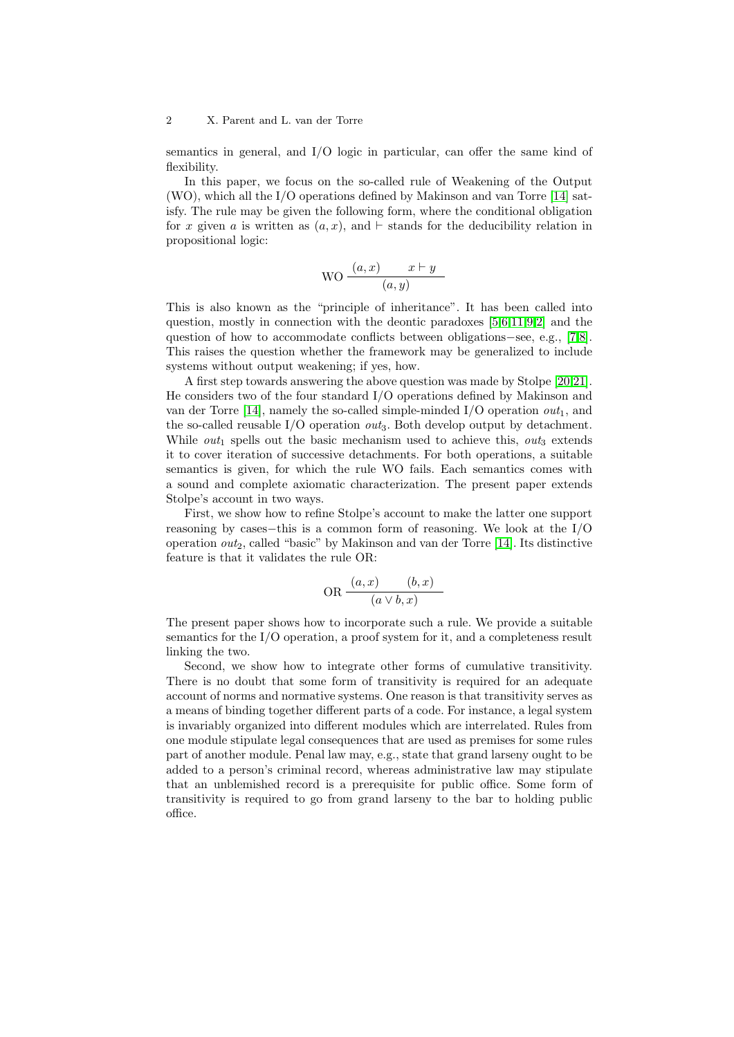semantics in general, and I/O logic in particular, can offer the same kind of flexibility.

In this paper, we focus on the so-called rule of Weakening of the Output (WO), which all the I/O operations defined by Makinson and van Torre [14] satisfy. The rule may be given the following form, where the conditional obligation for $x$ given $a$ is written as $(a, x)$, and $\vdash$ stands for the deducibility relation in propositional logic:

$$\text{WO}\ \frac{(a,x) \qquad x \vdash y}{(a,y)}$$

This is also known as the "principle of inheritance". It has been called into question, mostly in connection with the deontic paradoxes [5,6,11,9,2] and the question of how to accommodate conflicts between obligations−see, e.g., [7,8]. This raises the question whether the framework may be generalized to include systems without output weakening; if yes, how.

A first step towards answering the above question was made by Stolpe [20,21]. He considers two of the four standard I/O operations defined by Makinson and van der Torre [14], namely the so-called simple-minded I/O operation $out_1$, and the so-called reusable I/O operation $out_3$. Both develop output by detachment. While $out_1$ spells out the basic mechanism used to achieve this, $out_3$ extends it to cover iteration of successive detachments. For both operations, a suitable semantics is given, for which the rule WO fails. Each semantics comes with a sound and complete axiomatic characterization. The present paper extends Stolpe's account in two ways.

First, we show how to refine Stolpe's account to make the latter one support reasoning by cases−this is a common form of reasoning. We look at the I/O operation $out_2$, called "basic" by Makinson and van der Torre [14]. Its distinctive feature is that it validates the rule OR:

$$\text{OR}\ \frac{(a,x) \qquad (b,x)}{(a \vee b, x)}$$

The present paper shows how to incorporate such a rule. We provide a suitable semantics for the I/O operation, a proof system for it, and a completeness result linking the two.

Second, we show how to integrate other forms of cumulative transitivity. There is no doubt that some form of transitivity is required for an adequate account of norms and normative systems. One reason is that transitivity serves as a means of binding together different parts of a code. For instance, a legal system is invariably organized into different modules which are interrelated. Rules from one module stipulate legal consequences that are used as premises for some rules part of another module. Penal law may, e.g., state that grand larseny ought to be added to a person's criminal record, whereas administrative law may stipulate that an unblemished record is a prerequisite for public office. Some form of transitivity is required to go from grand larseny to the bar to holding public office.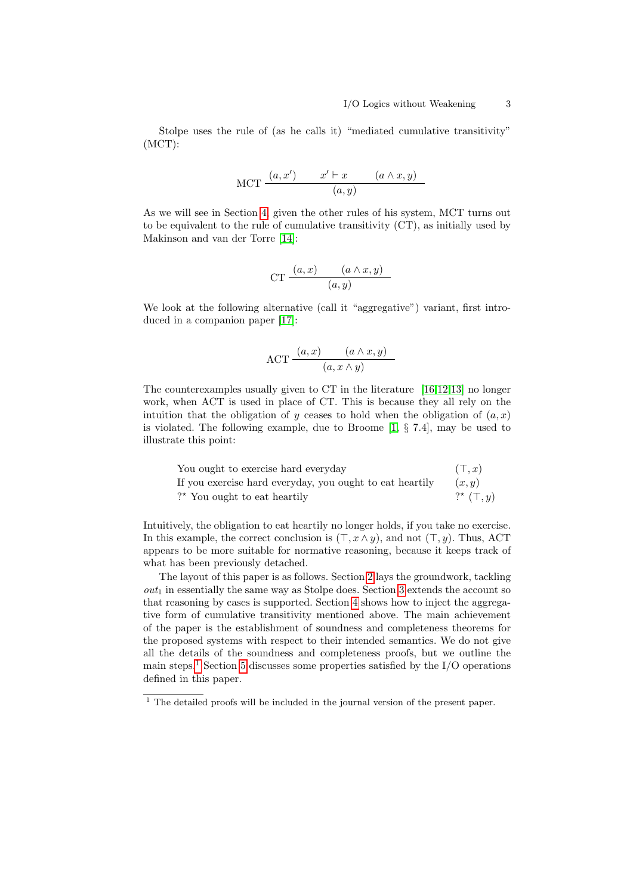Stolpe uses the rule of (as he calls it) "mediated cumulative transitivity" (MCT):

$$\text{MCT}\ \frac{(a, x') \qquad x' \vdash x \qquad (a \wedge x, y)}{(a, y)}$$

As we will see in Section 4, given the other rules of his system, MCT turns out to be equivalent to the rule of cumulative transitivity (CT), as initially used by Makinson and van der Torre [14]:

$$\text{CT}\ \frac{(a, x) \qquad (a \wedge x, y)}{(a, y)}$$

We look at the following alternative (call it "aggregative") variant, first introduced in a companion paper [17]:

$$\text{ACT}\ \frac{(a, x) \qquad (a \wedge x, y)}{(a, x \wedge y)}$$

The counterexamples usually given to CT in the literature [16,12,13] no longer work, when ACT is used in place of CT. This is because they all rely on the intuition that the obligation of $y$ ceases to hold when the obligation of $(a, x)$ is violated. The following example, due to Broome [1, § 7.4], may be used to illustrate this point:

| | |
|---|---|
| You ought to exercise hard everyday | $(\top, x)$ |
| If you exercise hard everyday, you ought to eat heartily | $(x, y)$ |
| $?^\star$ You ought to eat heartily | $?^\star\ (\top, y)$ |

Intuitively, the obligation to eat heartily no longer holds, if you take no exercise. In this example, the correct conclusion is $(\top, x \wedge y)$, and not $(\top, y)$. Thus, ACT appears to be more suitable for normative reasoning, because it keeps track of what has been previously detached.

The layout of this paper is as follows. Section 2 lays the groundwork, tackling $out_1$ in essentially the same way as Stolpe does. Section 3 extends the account so that reasoning by cases is supported. Section 4 shows how to inject the aggregative form of cumulative transitivity mentioned above. The main achievement of the paper is the establishment of soundness and completeness theorems for the proposed systems with respect to their intended semantics. We do not give all the details of the soundness and completeness proofs, but we outline the main steps.[1] Section 5 discusses some properties satisfied by the I/O operations defined in this paper.

[1] The detailed proofs will be included in the journal version of the present paper.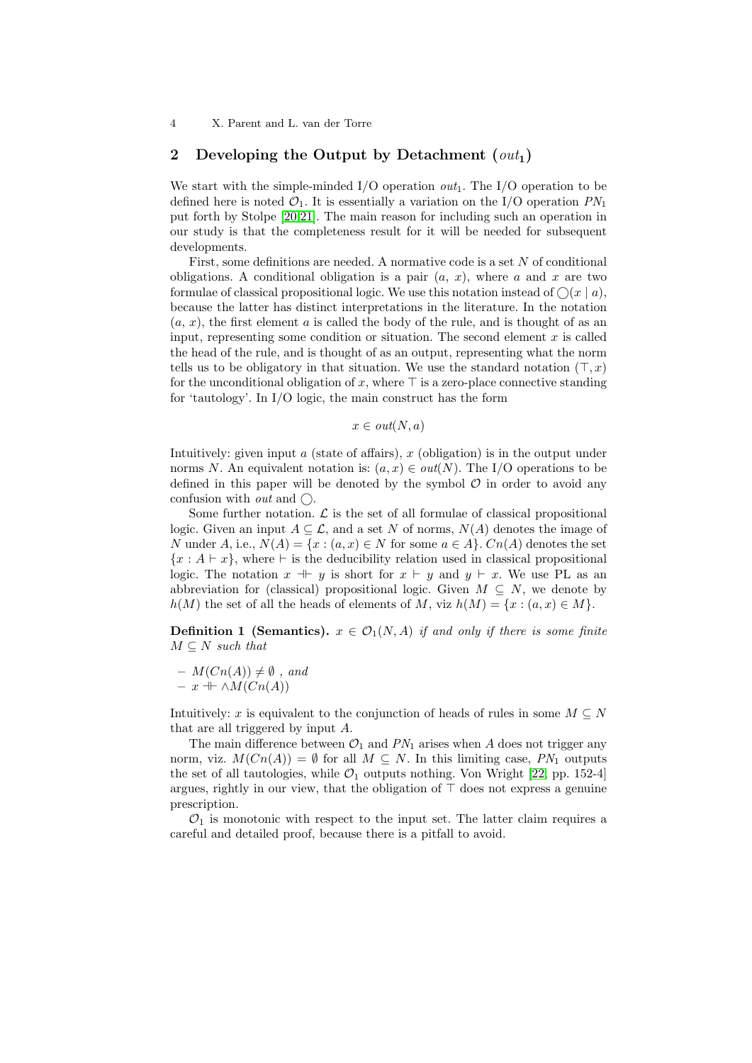## 2 Developing the Output by Detachment ($out_1$)

We start with the simple-minded I/O operation $out_1$. The I/O operation to be defined here is noted $\mathcal{O}_1$. It is essentially a variation on the I/O operation $PN_1$ put forth by Stolpe [20,21]. The main reason for including such an operation in our study is that the completeness result for it will be needed for subsequent developments.

First, some definitions are needed. A normative code is a set $N$ of conditional obligations. A conditional obligation is a pair $(a, x)$, where $a$ and $x$ are two formulae of classical propositional logic. We use this notation instead of $\bigcirc(x \mid a)$, because the latter has distinct interpretations in the literature. In the notation $(a, x)$, the first element $a$ is called the body of the rule, and is thought of as an input, representing some condition or situation. The second element $x$ is called the head of the rule, and is thought of as an output, representing what the norm tells us to be obligatory in that situation. We use the standard notation $(\top, x)$ for the unconditional obligation of $x$, where $\top$ is a zero-place connective standing for 'tautology'. In I/O logic, the main construct has the form

$$x \in out(N, a)$$

Intuitively: given input $a$ (state of affairs), $x$ (obligation) is in the output under norms $N$. An equivalent notation is: $(a, x) \in out(N)$. The I/O operations to be defined in this paper will be denoted by the symbol $\mathcal{O}$ in order to avoid any confusion with $out$ and $\bigcirc$.

Some further notation. $\mathcal{L}$ is the set of all formulae of classical propositional logic. Given an input $A \subseteq \mathcal{L}$, and a set $N$ of norms, $N(A)$ denotes the image of $N$ under $A$, i.e., $N(A) = \{x : (a, x) \in N \text{ for some } a \in A\}$. $Cn(A)$ denotes the set $\{x : A \vdash x\}$, where $\vdash$ is the deducibility relation used in classical propositional logic. The notation $x \dashv\vdash y$ is short for $x \vdash y$ and $y \vdash x$. We use PL as an abbreviation for (classical) propositional logic. Given $M \subseteq N$, we denote by $h(M)$ the set of all the heads of elements of $M$, viz $h(M) = \{x : (a, x) \in M\}$.

**Definition 1 (Semantics).** *$x \in \mathcal{O}_1(N, A)$ if and only if there is some finite $M \subseteq N$ such that*

- *$M(Cn(A)) \neq \emptyset$ , and*
- *$x \dashv\vdash \wedge M(Cn(A))$*

Intuitively: $x$ is equivalent to the conjunction of heads of rules in some $M \subseteq N$ that are all triggered by input $A$.

The main difference between $\mathcal{O}_1$ and $PN_1$ arises when $A$ does not trigger any norm, viz. $M(Cn(A)) = \emptyset$ for all $M \subseteq N$. In this limiting case, $PN_1$ outputs the set of all tautologies, while $\mathcal{O}_1$ outputs nothing. Von Wright [22, pp. 152-4] argues, rightly in our view, that the obligation of $\top$ does not express a genuine prescription.

$\mathcal{O}_1$ is monotonic with respect to the input set. The latter claim requires a careful and detailed proof, because there is a pitfall to avoid.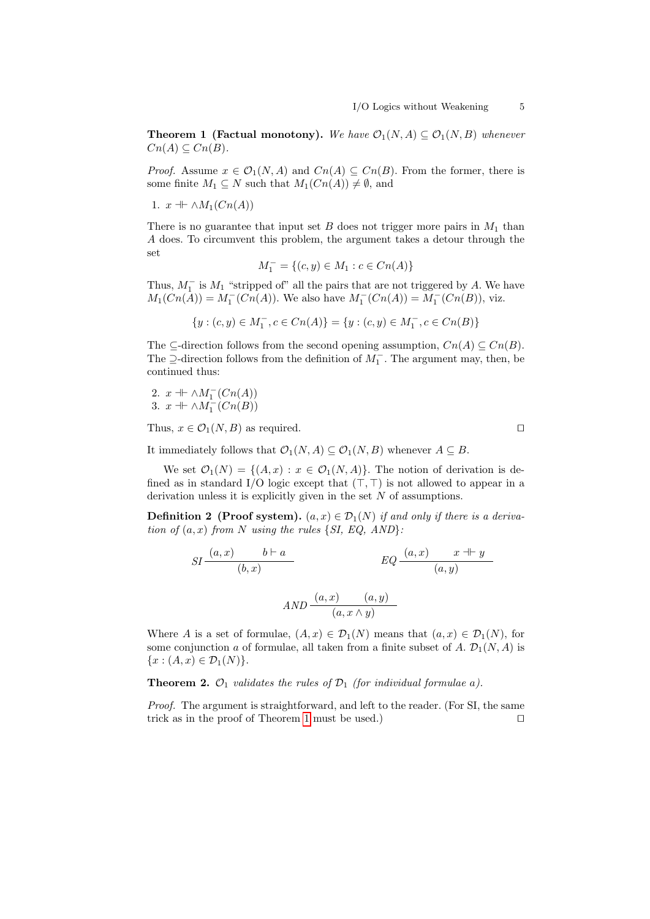**Theorem 1 (Factual monotony).** *We have $\mathcal{O}_1(N, A) \subseteq \mathcal{O}_1(N, B)$ whenever $Cn(A) \subseteq Cn(B)$.*

*Proof.* Assume $x \in \mathcal{O}_1(N, A)$ and $Cn(A) \subseteq Cn(B)$. From the former, there is some finite $M_1 \subseteq N$ such that $M_1(Cn(A)) \neq \emptyset$, and

1. $x \dashv\vdash \wedge M_1(Cn(A))$

There is no guarantee that input set $B$ does not trigger more pairs in $M_1$ than $A$ does. To circumvent this problem, the argument takes a detour through the set

$$M_1^- = \{(c, y) \in M_1 : c \in Cn(A)\}$$

Thus, $M_1^-$ is $M_1$ "stripped of" all the pairs that are not triggered by $A$. We have $M_1(Cn(A)) = M_1^-(Cn(A))$. We also have $M_1^-(Cn(A)) = M_1^-(Cn(B))$, viz.

$$\{y : (c, y) \in M_1^-, c \in Cn(A)\} = \{y : (c, y) \in M_1^-, c \in Cn(B)\}$$

The $\subseteq$-direction follows from the second opening assumption, $Cn(A) \subseteq Cn(B)$. The $\supseteq$-direction follows from the definition of $M_1^-$. The argument may, then, be continued thus:

2. $x \dashv\vdash \wedge M_1^-(Cn(A))$
3. $x \dashv\vdash \wedge M_1^-(Cn(B))$

Thus, $x \in \mathcal{O}_1(N, B)$ as required. $\square$

It immediately follows that $\mathcal{O}_1(N, A) \subseteq \mathcal{O}_1(N, B)$ whenever $A \subseteq B$.

We set $\mathcal{O}_1(N) = \{(A, x) : x \in \mathcal{O}_1(N, A)\}$. The notion of derivation is defined as in standard I/O logic except that $(\top, \top)$ is not allowed to appear in a derivation unless it is explicitly given in the set $N$ of assumptions.

**Definition 2 (Proof system).** *$(a, x) \in \mathcal{D}_1(N)$ if and only if there is a derivation of $(a, x)$ from $N$ using the rules {SI, EQ, AND}:*

$$SI \, \frac{(a, x) \qquad b \vdash a}{(b, x)} \qquad\qquad EQ \, \frac{(a, x) \qquad x \dashv\vdash y}{(a, y)}$$

$$AND \, \frac{(a, x) \qquad (a, y)}{(a, x \wedge y)}$$

Where $A$ is a set of formulae, $(A, x) \in \mathcal{D}_1(N)$ means that $(a, x) \in \mathcal{D}_1(N)$, for some conjunction $a$ of formulae, all taken from a finite subset of $A$. $\mathcal{D}_1(N, A)$ is $\{x : (A, x) \in \mathcal{D}_1(N)\}$.

**Theorem 2.** *$\mathcal{O}_1$ validates the rules of $\mathcal{D}_1$ (for individual formulae $a$).*

*Proof.* The argument is straightforward, and left to the reader. (For SI, the same trick as in the proof of Theorem 1 must be used.) $\square$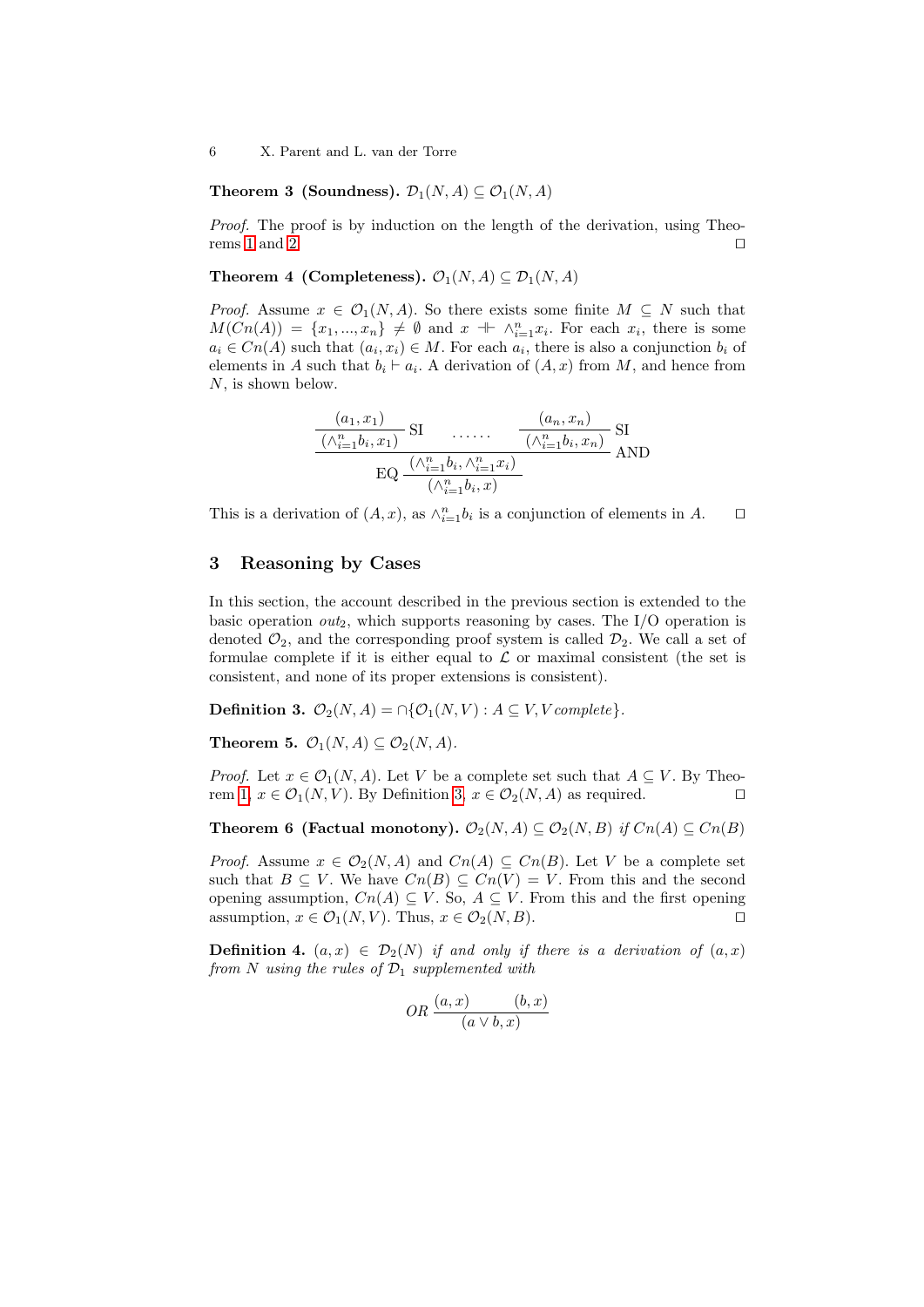**Theorem 3 (Soundness).** $\mathcal{D}_1(N, A) \subseteq \mathcal{O}_1(N, A)$

*Proof.* The proof is by induction on the length of the derivation, using Theorems 1 and 2. □

**Theorem 4 (Completeness).** $\mathcal{O}_1(N, A) \subseteq \mathcal{D}_1(N, A)$

*Proof.* Assume $x \in \mathcal{O}_1(N, A)$. So there exists some finite $M \subseteq N$ such that $M(Cn(A)) = \{x_1, ..., x_n\} \neq \emptyset$ and $x \dashv\vdash \wedge_{i=1}^n x_i$. For each $x_i$, there is some $a_i \in Cn(A)$ such that $(a_i, x_i) \in M$. For each $a_i$, there is also a conjunction $b_i$ of elements in $A$ such that $b_i \vdash a_i$. A derivation of $(A, x)$ from $M$, and hence from $N$, is shown below.

$$\dfrac{\text{EQ}\;\dfrac{\dfrac{\dfrac{(a_1, x_1)}{(\wedge_{i=1}^n b_i, x_1)}\,\text{SI} \quad \cdots\cdots \quad \dfrac{(a_n, x_n)}{(\wedge_{i=1}^n b_i, x_n)}\,\text{SI}}{(\wedge_{i=1}^n b_i, \wedge_{i=1}^n x_i)}\,\text{AND}}{(\wedge_{i=1}^n b_i, x)}}{}$$

This is a derivation of $(A, x)$, as $\wedge_{i=1}^n b_i$ is a conjunction of elements in $A$. □

## 3 Reasoning by Cases

In this section, the account described in the previous section is extended to the basic operation $out_2$, which supports reasoning by cases. The I/O operation is denoted $\mathcal{O}_2$, and the corresponding proof system is called $\mathcal{D}_2$. We call a set of formulae complete if it is either equal to $\mathcal{L}$ or maximal consistent (the set is consistent, and none of its proper extensions is consistent).

**Definition 3.** $\mathcal{O}_2(N, A) = \cap\{\mathcal{O}_1(N, V) : A \subseteq V, V \textit{ complete}\}$.

**Theorem 5.** $\mathcal{O}_1(N, A) \subseteq \mathcal{O}_2(N, A)$.

*Proof.* Let $x \in \mathcal{O}_1(N, A)$. Let $V$ be a complete set such that $A \subseteq V$. By Theorem 1, $x \in \mathcal{O}_1(N, V)$. By Definition 3, $x \in \mathcal{O}_2(N, A)$ as required. □

**Theorem 6 (Factual monotony).** $\mathcal{O}_2(N, A) \subseteq \mathcal{O}_2(N, B)$ *if* $Cn(A) \subseteq Cn(B)$

*Proof.* Assume $x \in \mathcal{O}_2(N, A)$ and $Cn(A) \subseteq Cn(B)$. Let $V$ be a complete set such that $B \subseteq V$. We have $Cn(B) \subseteq Cn(V) = V$. From this and the second opening assumption, $Cn(A) \subseteq V$. So, $A \subseteq V$. From this and the first opening assumption, $x \in \mathcal{O}_1(N, V)$. Thus, $x \in \mathcal{O}_2(N, B)$. □

**Definition 4.** $(a, x) \in \mathcal{D}_2(N)$ *if and only if there is a derivation of* $(a, x)$ *from* $N$ *using the rules of* $\mathcal{D}_1$ *supplemented with*

$$OR\; \frac{(a, x) \qquad (b, x)}{(a \vee b, x)}$$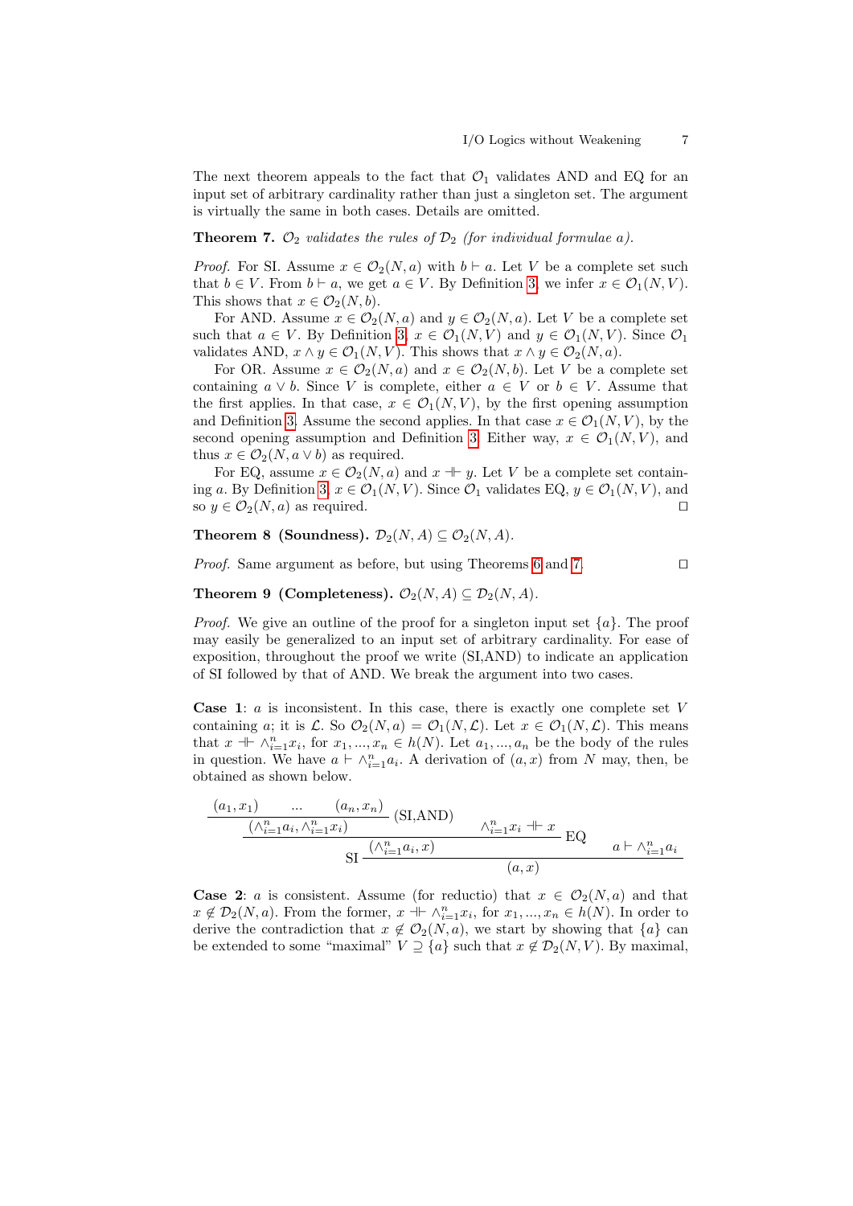The next theorem appeals to the fact that $\mathcal{O}_1$ validates AND and EQ for an input set of arbitrary cardinality rather than just a singleton set. The argument is virtually the same in both cases. Details are omitted.

**Theorem 7.** *$\mathcal{O}_2$ validates the rules of $\mathcal{D}_2$ (for individual formulae $a$).*

*Proof.* For SI. Assume $x \in \mathcal{O}_2(N, a)$ with $b \vdash a$. Let $V$ be a complete set such that $b \in V$. From $b \vdash a$, we get $a \in V$. By Definition 3, we infer $x \in \mathcal{O}_1(N, V)$. This shows that $x \in \mathcal{O}_2(N, b)$.

For AND. Assume $x \in \mathcal{O}_2(N, a)$ and $y \in \mathcal{O}_2(N, a)$. Let $V$ be a complete set such that $a \in V$. By Definition 3, $x \in \mathcal{O}_1(N, V)$ and $y \in \mathcal{O}_1(N, V)$. Since $\mathcal{O}_1$ validates AND, $x \wedge y \in \mathcal{O}_1(N, V)$. This shows that $x \wedge y \in \mathcal{O}_2(N, a)$.

For OR. Assume $x \in \mathcal{O}_2(N, a)$ and $x \in \mathcal{O}_2(N, b)$. Let $V$ be a complete set containing $a \vee b$. Since $V$ is complete, either $a \in V$ or $b \in V$. Assume that the first applies. In that case, $x \in \mathcal{O}_1(N, V)$, by the first opening assumption and Definition 3. Assume the second applies. In that case $x \in \mathcal{O}_1(N, V)$, by the second opening assumption and Definition 3. Either way, $x \in \mathcal{O}_1(N, V)$, and thus $x \in \mathcal{O}_2(N, a \vee b)$ as required.

For EQ, assume $x \in \mathcal{O}_2(N, a)$ and $x \dashv\vdash y$. Let $V$ be a complete set containing $a$. By Definition 3, $x \in \mathcal{O}_1(N, V)$. Since $\mathcal{O}_1$ validates EQ, $y \in \mathcal{O}_1(N, V)$, and so $y \in \mathcal{O}_2(N, a)$ as required. □

**Theorem 8 (Soundness).** $\mathcal{D}_2(N, A) \subseteq \mathcal{O}_2(N, A)$.

*Proof.* Same argument as before, but using Theorems 6 and 7. □

**Theorem 9 (Completeness).** $\mathcal{O}_2(N, A) \subseteq \mathcal{D}_2(N, A)$.

*Proof.* We give an outline of the proof for a singleton input set $\{a\}$. The proof may easily be generalized to an input set of arbitrary cardinality. For ease of exposition, throughout the proof we write (SI,AND) to indicate an application of SI followed by that of AND. We break the argument into two cases.

**Case 1**: $a$ is inconsistent. In this case, there is exactly one complete set $V$ containing $a$; it is $\mathcal{L}$. So $\mathcal{O}_2(N, a) = \mathcal{O}_1(N, \mathcal{L})$. Let $x \in \mathcal{O}_1(N, \mathcal{L})$. This means that $x \dashv\vdash \wedge_{i=1}^n x_i$, for $x_1, ..., x_n \in h(N)$. Let $a_1, ..., a_n$ be the body of the rules in question. We have $a \vdash \wedge_{i=1}^n a_i$. A derivation of $(a, x)$ from $N$ may, then, be obtained as shown below.

$$\dfrac{\dfrac{\dfrac{(a_1, x_1) \quad \ldots \quad (a_n, x_n)}{(\wedge_{i=1}^n a_i, \wedge_{i=1}^n x_i)}\,(\text{SI,AND}) \qquad \wedge_{i=1}^n x_i \dashv\vdash x}{(\wedge_{i=1}^n a_i, x)}\,\text{EQ} \qquad a \vdash \wedge_{i=1}^n a_i}{(a, x)}\,\text{SI}$$

**Case 2**: $a$ is consistent. Assume (for reductio) that $x \in \mathcal{O}_2(N, a)$ and that $x \notin \mathcal{D}_2(N, a)$. From the former, $x \dashv\vdash \wedge_{i=1}^n x_i$, for $x_1, ..., x_n \in h(N)$. In order to derive the contradiction that $x \notin \mathcal{O}_2(N, a)$, we start by showing that $\{a\}$ can be extended to some "maximal" $V \supseteq \{a\}$ such that $x \notin \mathcal{D}_2(N, V)$. By maximal,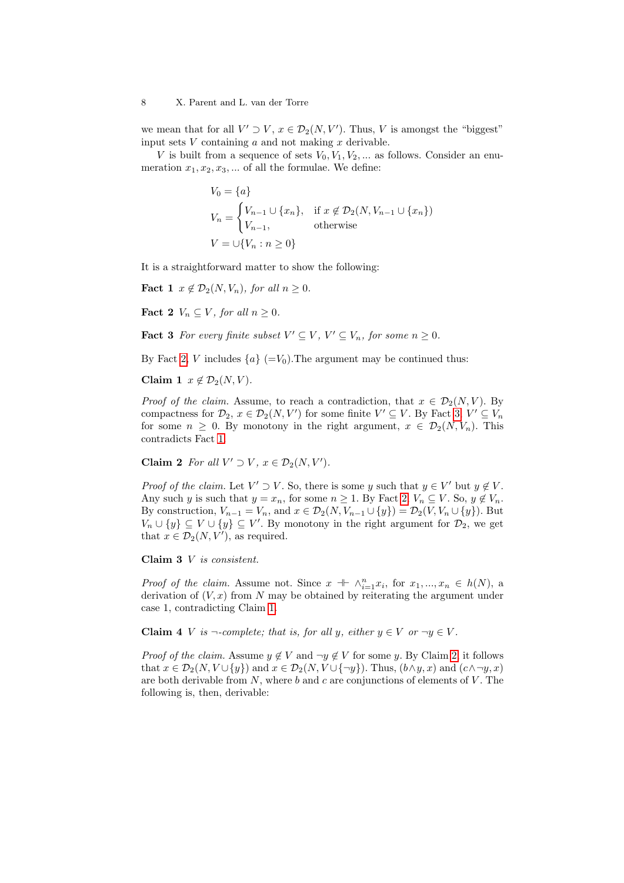we mean that for all $V' \supset V$, $x \in \mathcal{D}_2(N, V')$. Thus, $V$ is amongst the "biggest" input sets $V$ containing $a$ and not making $x$ derivable.

$V$ is built from a sequence of sets $V_0, V_1, V_2, \ldots$ as follows. Consider an enumeration $x_1, x_2, x_3, \ldots$ of all the formulae. We define:

$$
\begin{aligned}
V_0 &= \{a\} \\
V_n &= \begin{cases} V_{n-1} \cup \{x_n\}, & \text{if } x \notin \mathcal{D}_2(N, V_{n-1} \cup \{x_n\}) \\ V_{n-1}, & \text{otherwise} \end{cases} \\
V &= \cup\{V_n : n \geq 0\}
\end{aligned}
$$

It is a straightforward matter to show the following:

**Fact 1** *$x \notin \mathcal{D}_2(N, V_n)$, for all $n \geq 0$.*

**Fact 2** *$V_n \subseteq V$, for all $n \geq 0$.*

**Fact 3** *For every finite subset $V' \subseteq V$, $V' \subseteq V_n$, for some $n \geq 0$.*

By Fact 2, $V$ includes $\{a\}$ ($=V_0$).The argument may be continued thus:

**Claim 1** *$x \notin \mathcal{D}_2(N, V)$.*

*Proof of the claim.* Assume, to reach a contradiction, that $x \in \mathcal{D}_2(N, V)$. By compactness for $\mathcal{D}_2$, $x \in \mathcal{D}_2(N, V')$ for some finite $V' \subseteq V$. By Fact 3, $V' \subseteq V_n$ for some $n \geq 0$. By monotony in the right argument, $x \in \mathcal{D}_2(N, V_n)$. This contradicts Fact 1.

**Claim 2** *For all $V' \supset V$, $x \in \mathcal{D}_2(N, V')$.*

*Proof of the claim.* Let $V' \supset V$. So, there is some $y$ such that $y \in V'$ but $y \notin V$. Any such $y$ is such that $y = x_n$, for some $n \geq 1$. By Fact 2, $V_n \subseteq V$. So, $y \notin V_n$. By construction, $V_{n-1} = V_n$, and $x \in \mathcal{D}_2(N, V_{n-1} \cup \{y\}) = \mathcal{D}_2(V, V_n \cup \{y\})$. But $V_n \cup \{y\} \subseteq V \cup \{y\} \subseteq V'$. By monotony in the right argument for $\mathcal{D}_2$, we get that $x \in \mathcal{D}_2(N, V')$, as required.

**Claim 3** *$V$ is consistent.*

*Proof of the claim.* Assume not. Since $x \dashv\vdash \wedge_{i=1}^{n} x_i$, for $x_1, \ldots, x_n \in h(N)$, a derivation of $(V, x)$ from $N$ may be obtained by reiterating the argument under case 1, contradicting Claim 1.

**Claim 4** *$V$ is $\neg$-complete; that is, for all $y$, either $y \in V$ or $\neg y \in V$.*

*Proof of the claim.* Assume $y \notin V$ and $\neg y \notin V$ for some $y$. By Claim 2, it follows that $x \in \mathcal{D}_2(N, V \cup \{y\})$ and $x \in \mathcal{D}_2(N, V \cup \{\neg y\})$. Thus, $(b \wedge y, x)$ and $(c \wedge \neg y, x)$ are both derivable from $N$, where $b$ and $c$ are conjunctions of elements of $V$. The following is, then, derivable: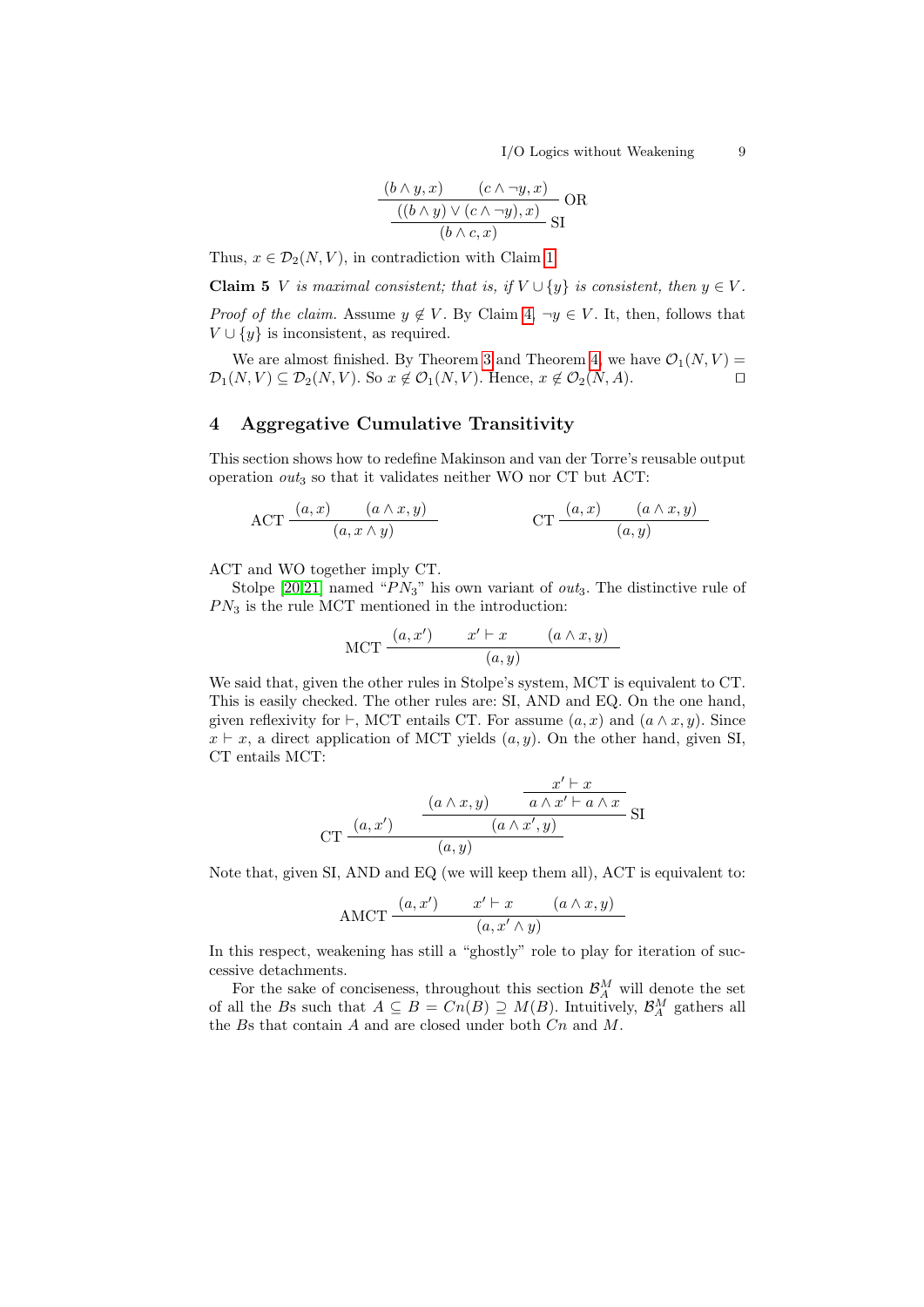$$\dfrac{\dfrac{(b \wedge y, x) \qquad (c \wedge \neg y, x)}{((b \wedge y) \vee (c \wedge \neg y), x)}\text{OR}}{(b \wedge c, x)}\text{SI}$$

Thus, $x \in \mathcal{D}_2(N, V)$, in contradiction with Claim 1.

**Claim 5** *$V$ is maximal consistent; that is, if $V \cup \{y\}$ is consistent, then $y \in V$.*

*Proof of the claim.* Assume $y \notin V$. By Claim 4, $\neg y \in V$. It, then, follows that $V \cup \{y\}$ is inconsistent, as required.

We are almost finished. By Theorem 3 and Theorem 4, we have $\mathcal{O}_1(N, V) = \mathcal{D}_1(N, V) \subseteq \mathcal{D}_2(N, V)$. So $x \notin \mathcal{O}_1(N, V)$. Hence, $x \notin \mathcal{O}_2(N, A)$. □

## 4 Aggregative Cumulative Transitivity

This section shows how to redefine Makinson and van der Torre's reusable output operation $out_3$ so that it validates neither WO nor CT but ACT:

$$\text{ACT}\ \frac{(a, x) \qquad (a \wedge x, y)}{(a, x \wedge y)} \qquad\qquad \text{CT}\ \frac{(a, x) \qquad (a \wedge x, y)}{(a, y)}$$

ACT and WO together imply CT.

Stolpe [20,21] named "$PN_3$" his own variant of $out_3$. The distinctive rule of $PN_3$ is the rule MCT mentioned in the introduction:

$$\text{MCT}\ \frac{(a, x') \qquad x' \vdash x \qquad (a \wedge x, y)}{(a, y)}$$

We said that, given the other rules in Stolpe's system, MCT is equivalent to CT. This is easily checked. The other rules are: SI, AND and EQ. On the one hand, given reflexivity for $\vdash$, MCT entails CT. For assume $(a, x)$ and $(a \wedge x, y)$. Since $x \vdash x$, a direct application of MCT yields $(a, y)$. On the other hand, given SI, CT entails MCT:

$$\text{CT}\ \dfrac{(a, x') \qquad \dfrac{(a \wedge x, y) \qquad \dfrac{x' \vdash x}{a \wedge x' \vdash a \wedge x}}{(a \wedge x', y)}\text{SI}}{(a, y)}$$

Note that, given SI, AND and EQ (we will keep them all), ACT is equivalent to:

$$\text{AMCT}\ \frac{(a, x') \qquad x' \vdash x \qquad (a \wedge x, y)}{(a, x' \wedge y)}$$

In this respect, weakening has still a "ghostly" role to play for iteration of successive detachments.

For the sake of conciseness, throughout this section $\mathcal{B}^M_A$ will denote the set of all the $B$s such that $A \subseteq B = Cn(B) \supseteq M(B)$. Intuitively, $\mathcal{B}^M_A$ gathers all the $B$s that contain $A$ and are closed under both $Cn$ and $M$.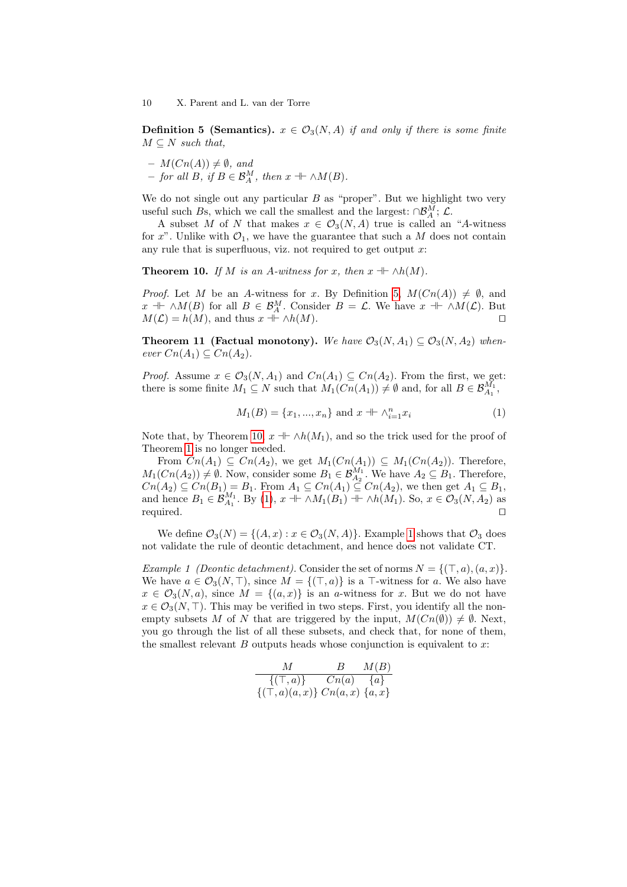**Definition 5 (Semantics).** *$x \in \mathcal{O}_3(N, A)$ if and only if there is some finite $M \subseteq N$ such that,*

- *$M(Cn(A)) \neq \emptyset$, and*
- *for all $B$, if $B \in \mathcal{B}^M_A$, then $x \dashv\vdash \wedge M(B)$.*

We do not single out any particular $B$ as "proper". But we highlight two very useful such $B$s, which we call the smallest and the largest: $\cap \mathcal{B}^M_A$; $\mathcal{L}$.

A subset $M$ of $N$ that makes $x \in \mathcal{O}_3(N, A)$ true is called an "$A$-witness for $x$". Unlike with $\mathcal{O}_1$, we have the guarantee that such a $M$ does not contain any rule that is superfluous, viz. not required to get output $x$:

**Theorem 10.** *If $M$ is an $A$-witness for $x$, then $x \dashv\vdash \wedge h(M)$.*

*Proof.* Let $M$ be an $A$-witness for $x$. By Definition 5, $M(Cn(A)) \neq \emptyset$, and $x \dashv\vdash \wedge M(B)$ for all $B \in \mathcal{B}^M_A$. Consider $B = \mathcal{L}$. We have $x \dashv\vdash \wedge M(\mathcal{L})$. But $M(\mathcal{L}) = h(M)$, and thus $x \dashv\vdash \wedge h(M)$. □

**Theorem 11 (Factual monotony).** *We have $\mathcal{O}_3(N, A_1) \subseteq \mathcal{O}_3(N, A_2)$ whenever $Cn(A_1) \subseteq Cn(A_2)$.*

*Proof.* Assume $x \in \mathcal{O}_3(N, A_1)$ and $Cn(A_1) \subseteq Cn(A_2)$. From the first, we get: there is some finite $M_1 \subseteq N$ such that $M_1(Cn(A_1)) \neq \emptyset$ and, for all $B \in \mathcal{B}^{M_1}_{A_1}$,

$$M_1(B) = \{x_1, ..., x_n\} \text{ and } x \dashv\vdash \wedge^n_{i=1} x_i \tag{1}$$

Note that, by Theorem 10, $x \dashv\vdash \wedge h(M_1)$, and so the trick used for the proof of Theorem 1 is no longer needed.

From $Cn(A_1) \subseteq Cn(A_2)$, we get $M_1(Cn(A_1)) \subseteq M_1(Cn(A_2))$. Therefore, $M_1(Cn(A_2)) \neq \emptyset$. Now, consider some $B_1 \in \mathcal{B}^{M_1}_{A_2}$. We have $A_2 \subseteq B_1$. Therefore, $Cn(A_2) \subseteq Cn(B_1) = B_1$. From $A_1 \subseteq Cn(A_1) \subseteq Cn(A_2)$, we then get $A_1 \subseteq B_1$, and hence $B_1 \in \mathcal{B}^{M_1}_{A_1}$. By (1), $x \dashv\vdash \wedge M_1(B_1) \dashv\vdash \wedge h(M_1)$. So, $x \in \mathcal{O}_3(N, A_2)$ as required. □

We define $\mathcal{O}_3(N) = \{(A, x) : x \in \mathcal{O}_3(N, A)\}$. Example 1 shows that $\mathcal{O}_3$ does not validate the rule of deontic detachment, and hence does not validate CT.

*Example 1 (Deontic detachment).* Consider the set of norms $N = \{(\top, a), (a, x)\}$. We have $a \in \mathcal{O}_3(N, \top)$, since $M = \{(\top, a)\}$ is a $\top$-witness for $a$. We also have $x \in \mathcal{O}_3(N, a)$, since $M = \{(a, x)\}$ is an $a$-witness for $x$. But we do not have $x \in \mathcal{O}_3(N, \top)$. This may be verified in two steps. First, you identify all the non-empty subsets $M$ of $N$ that are triggered by the input, $M(Cn(\emptyset)) \neq \emptyset$. Next, you go through the list of all these subsets, and check that, for none of them, the smallest relevant $B$ outputs heads whose conjunction is equivalent to $x$:

| $M$ | $B$ | $M(B)$ |
|---|---|---|
| $\{(\top, a)\}$ | $Cn(a)$ | $\{a\}$ |
| $\{(\top, a)(a, x)\}$ | $Cn(a, x)$ | $\{a, x\}$ |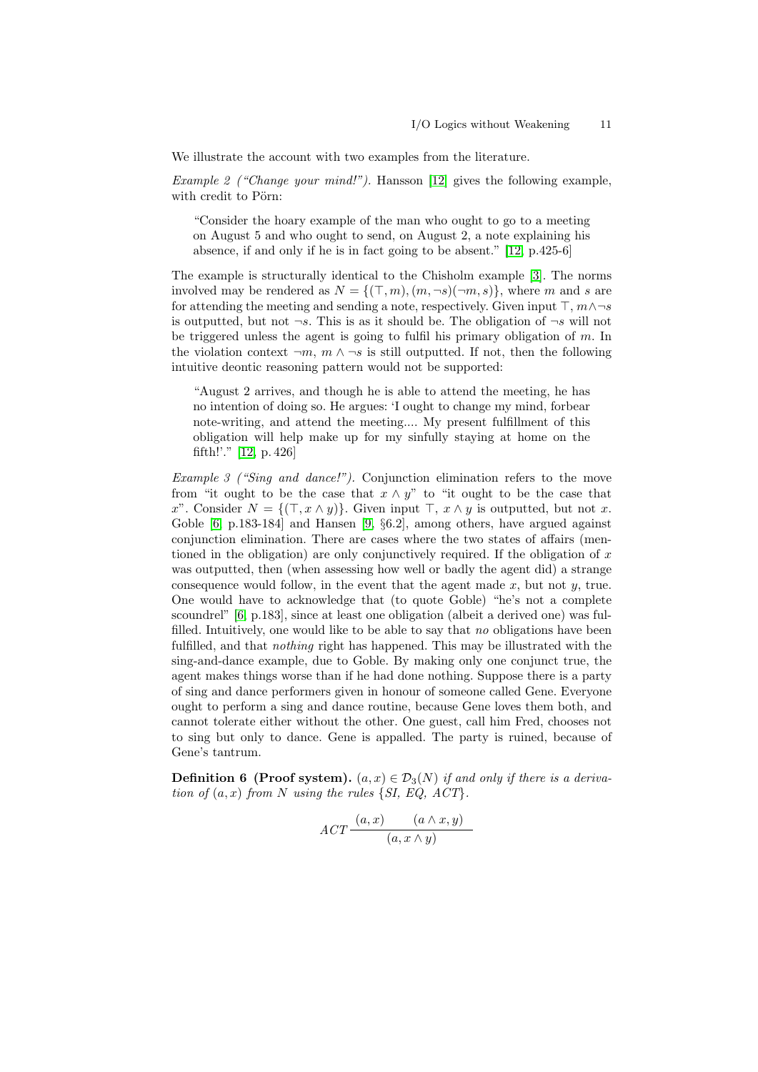We illustrate the account with two examples from the literature.

*Example 2 ("Change your mind!").* Hansson [12] gives the following example, with credit to Pörn:

> "Consider the hoary example of the man who ought to go to a meeting on August 5 and who ought to send, on August 2, a note explaining his absence, if and only if he is in fact going to be absent." [12, p.425-6]

The example is structurally identical to the Chisholm example [3]. The norms involved may be rendered as $N = \{(\top, m), (m, \neg s)(\neg m, s)\}$, where $m$ and $s$ are for attending the meeting and sending a note, respectively. Given input $\top$, $m \wedge \neg s$ is outputted, but not $\neg s$. This is as it should be. The obligation of $\neg s$ will not be triggered unless the agent is going to fulfil his primary obligation of $m$. In the violation context $\neg m$, $m \wedge \neg s$ is still outputted. If not, then the following intuitive deontic reasoning pattern would not be supported:

> "August 2 arrives, and though he is able to attend the meeting, he has no intention of doing so. He argues: 'I ought to change my mind, forbear note-writing, and attend the meeting.... My present fulfillment of this obligation will help make up for my sinfully staying at home on the fifth!'." [12, p. 426]

*Example 3 ("Sing and dance!").* Conjunction elimination refers to the move from "it ought to be the case that $x \wedge y$" to "it ought to be the case that $x$". Consider $N = \{(\top, x \wedge y)\}$. Given input $\top$, $x \wedge y$ is outputted, but not $x$. Goble [6, p.183-184] and Hansen [9, §6.2], among others, have argued against conjunction elimination. There are cases where the two states of affairs (mentioned in the obligation) are only conjunctively required. If the obligation of $x$ was outputted, then (when assessing how well or badly the agent did) a strange consequence would follow, in the event that the agent made $x$, but not $y$, true. One would have to acknowledge that (to quote Goble) "he's not a complete scoundrel" [6, p.183], since at least one obligation (albeit a derived one) was fulfilled. Intuitively, one would like to be able to say that *no* obligations have been fulfilled, and that *nothing* right has happened. This may be illustrated with the sing-and-dance example, due to Goble. By making only one conjunct true, the agent makes things worse than if he had done nothing. Suppose there is a party of sing and dance performers given in honour of someone called Gene. Everyone ought to perform a sing and dance routine, because Gene loves them both, and cannot tolerate either without the other. One guest, call him Fred, chooses not to sing but only to dance. Gene is appalled. The party is ruined, because of Gene's tantrum.

**Definition 6 (Proof system).** *$(a, x) \in \mathcal{D}_3(N)$ if and only if there is a derivation of $(a, x)$ from $N$ using the rules $\{SI, EQ, ACT\}$.*

$$ACT \, \frac{(a, x) \qquad (a \wedge x, y)}{(a, x \wedge y)}$$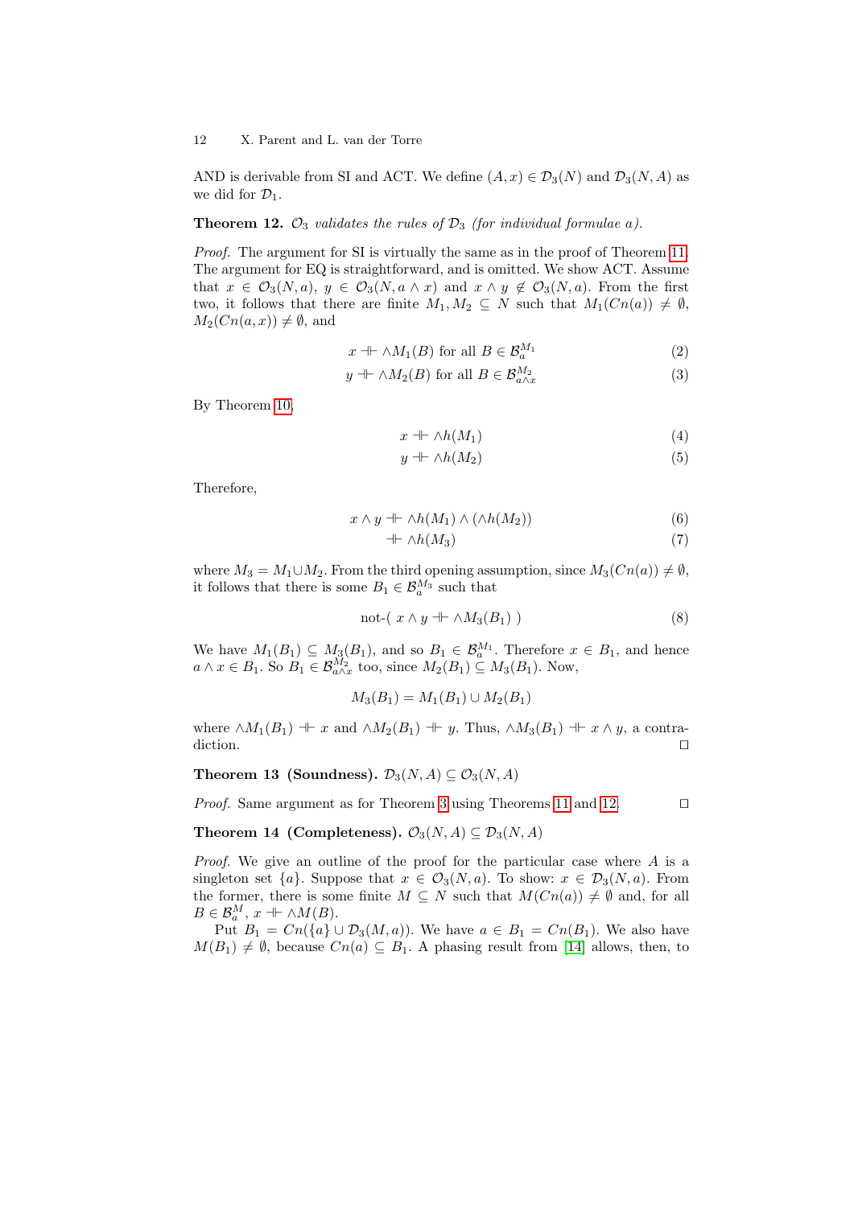AND is derivable from SI and ACT. We define $(A, x) \in \mathcal{D}_3(N)$ and $\mathcal{D}_3(N, A)$ as we did for $\mathcal{D}_1$.

**Theorem 12.** *$\mathcal{O}_3$ validates the rules of $\mathcal{D}_3$ (for individual formulae $a$).*

*Proof.* The argument for SI is virtually the same as in the proof of Theorem 11. The argument for EQ is straightforward, and is omitted. We show ACT. Assume that $x \in \mathcal{O}_3(N, a)$, $y \in \mathcal{O}_3(N, a \wedge x)$ and $x \wedge y \notin \mathcal{O}_3(N, a)$. From the first two, it follows that there are finite $M_1, M_2 \subseteq N$ such that $M_1(Cn(a)) \neq \emptyset$, $M_2(Cn(a, x)) \neq \emptyset$, and

$$x \dashv\vdash \wedge M_1(B) \text{ for all } B \in \mathcal{B}_a^{M_1} \tag{2}$$

$$y \dashv\vdash \wedge M_2(B) \text{ for all } B \in \mathcal{B}_{a \wedge x}^{M_2} \tag{3}$$

By Theorem 10,

$$x \dashv\vdash \wedge h(M_1) \tag{4}$$

$$y \dashv\vdash \wedge h(M_2) \tag{5}$$

Therefore,

$$x \wedge y \dashv\vdash \wedge h(M_1) \wedge (\wedge h(M_2)) \tag{6}$$

$$\dashv\vdash \wedge h(M_3) \tag{7}$$

where $M_3 = M_1 \cup M_2$. From the third opening assumption, since $M_3(Cn(a)) \neq \emptyset$, it follows that there is some $B_1 \in \mathcal{B}_a^{M_3}$ such that

$$\text{not-}(\ x \wedge y \dashv\vdash \wedge M_3(B_1)\ ) \tag{8}$$

We have $M_1(B_1) \subseteq M_3(B_1)$, and so $B_1 \in \mathcal{B}_a^{M_1}$. Therefore $x \in B_1$, and hence $a \wedge x \in B_1$. So $B_1 \in \mathcal{B}_{a \wedge x}^{M_2}$ too, since $M_2(B_1) \subseteq M_3(B_1)$. Now,

$$M_3(B_1) = M_1(B_1) \cup M_2(B_1)$$

where $\wedge M_1(B_1) \dashv\vdash x$ and $\wedge M_2(B_1) \dashv\vdash y$. Thus, $\wedge M_3(B_1) \dashv\vdash x \wedge y$, a contradiction. □

**Theorem 13 (Soundness).** $\mathcal{D}_3(N, A) \subseteq \mathcal{O}_3(N, A)$

*Proof.* Same argument as for Theorem 3 using Theorems 11 and 12. □

**Theorem 14 (Completeness).** $\mathcal{O}_3(N, A) \subseteq \mathcal{D}_3(N, A)$

*Proof.* We give an outline of the proof for the particular case where $A$ is a singleton set $\{a\}$. Suppose that $x \in \mathcal{O}_3(N, a)$. To show: $x \in \mathcal{D}_3(N, a)$. From the former, there is some finite $M \subseteq N$ such that $M(Cn(a)) \neq \emptyset$ and, for all $B \in \mathcal{B}_a^M$, $x \dashv\vdash \wedge M(B)$.

Put $B_1 = Cn(\{a\} \cup \mathcal{D}_3(M, a))$. We have $a \in B_1 = Cn(B_1)$. We also have $M(B_1) \neq \emptyset$, because $Cn(a) \subseteq B_1$. A phasing result from [14] allows, then, to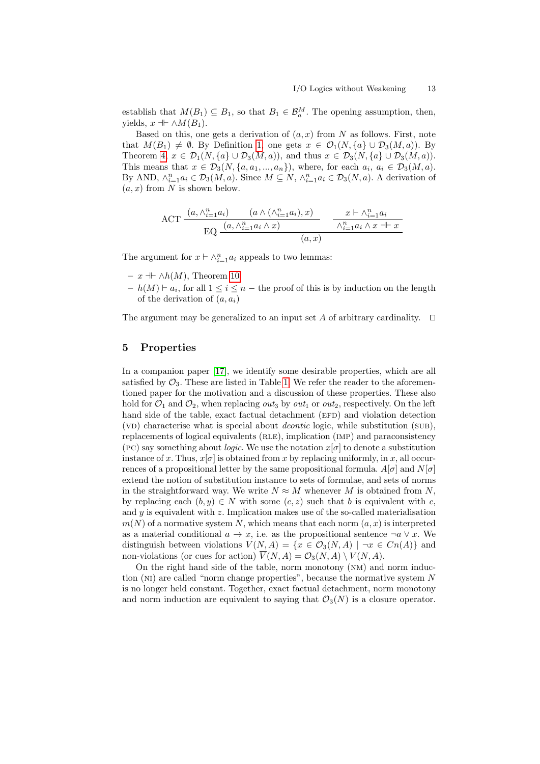establish that $M(B_1) \subseteq B_1$, so that $B_1 \in \mathcal{B}_a^M$. The opening assumption, then, yields, $x \dashv\vdash \wedge M(B_1)$.

Based on this, one gets a derivation of $(a, x)$ from $N$ as follows. First, note that $M(B_1) \neq \emptyset$. By Definition 1, one gets $x \in \mathcal{O}_1(N, \{a\} \cup \mathcal{D}_3(M, a))$. By Theorem 4, $x \in \mathcal{D}_1(N, \{a\} \cup \mathcal{D}_3(M, a))$, and thus $x \in \mathcal{D}_3(N, \{a\} \cup \mathcal{D}_3(M, a))$. This means that $x \in \mathcal{D}_3(N, \{a, a_1, ..., a_n\})$, where, for each $a_i$, $a_i \in \mathcal{D}_3(M, a)$. By AND, $\wedge_{i=1}^n a_i \in \mathcal{D}_3(M, a)$. Since $M \subseteq N$, $\wedge_{i=1}^n a_i \in \mathcal{D}_3(N, a)$. A derivation of $(a, x)$ from $N$ is shown below.

$$
\text{EQ}\ \dfrac{\text{ACT}\ \dfrac{(a, \wedge_{i=1}^n a_i) \qquad (a \wedge (\wedge_{i=1}^n a_i), x)}{(a, \wedge_{i=1}^n a_i \wedge x)} \qquad \dfrac{x \vdash \wedge_{i=1}^n a_i}{\wedge_{i=1}^n a_i \wedge x \dashv\vdash x}}{(a, x)}
$$

The argument for $x \vdash \wedge_{i=1}^n a_i$ appeals to two lemmas:

- $x \dashv\vdash \wedge h(M)$, Theorem 10
- $h(M) \vdash a_i$, for all $1 \leq i \leq n$ – the proof of this is by induction on the length of the derivation of $(a, a_i)$

The argument may be generalized to an input set $A$ of arbitrary cardinality. □

## 5 Properties

In a companion paper [17], we identify some desirable properties, which are all satisfied by $\mathcal{O}_3$. These are listed in Table 1. We refer the reader to the aforementioned paper for the motivation and a discussion of these properties. These also hold for $\mathcal{O}_1$ and $\mathcal{O}_2$, when replacing $out_3$ by $out_1$ or $out_2$, respectively. On the left hand side of the table, exact factual detachment (EFD) and violation detection (VD) characterise what is special about *deontic* logic, while substitution (SUB), replacements of logical equivalents (RLE), implication (IMP) and paraconsistency (PC) say something about *logic*. We use the notation $x[\sigma]$ to denote a substitution instance of $x$. Thus, $x[\sigma]$ is obtained from $x$ by replacing uniformly, in $x$, all occurrences of a propositional letter by the same propositional formula. $A[\sigma]$ and $N[\sigma]$ extend the notion of substitution instance to sets of formulae, and sets of norms in the straightforward way. We write $N \approx M$ whenever $M$ is obtained from $N$, by replacing each $(b, y) \in N$ with some $(c, z)$ such that $b$ is equivalent with $c$, and $y$ is equivalent with $z$. Implication makes use of the so-called materialisation $m(N)$ of a normative system $N$, which means that each norm $(a, x)$ is interpreted as a material conditional $a \to x$, i.e. as the propositional sentence $\neg a \vee x$. We distinguish between violations $V(N, A) = \{x \in \mathcal{O}_3(N, A) \mid \neg x \in Cn(A)\}$ and non-violations (or cues for action) $\overline{V}(N, A) = \mathcal{O}_3(N, A) \setminus V(N, A)$.

On the right hand side of the table, norm monotony (NM) and norm induction (NI) are called "norm change properties", because the normative system $N$ is no longer held constant. Together, exact factual detachment, norm monotony and norm induction are equivalent to saying that $\mathcal{O}_3(N)$ is a closure operator.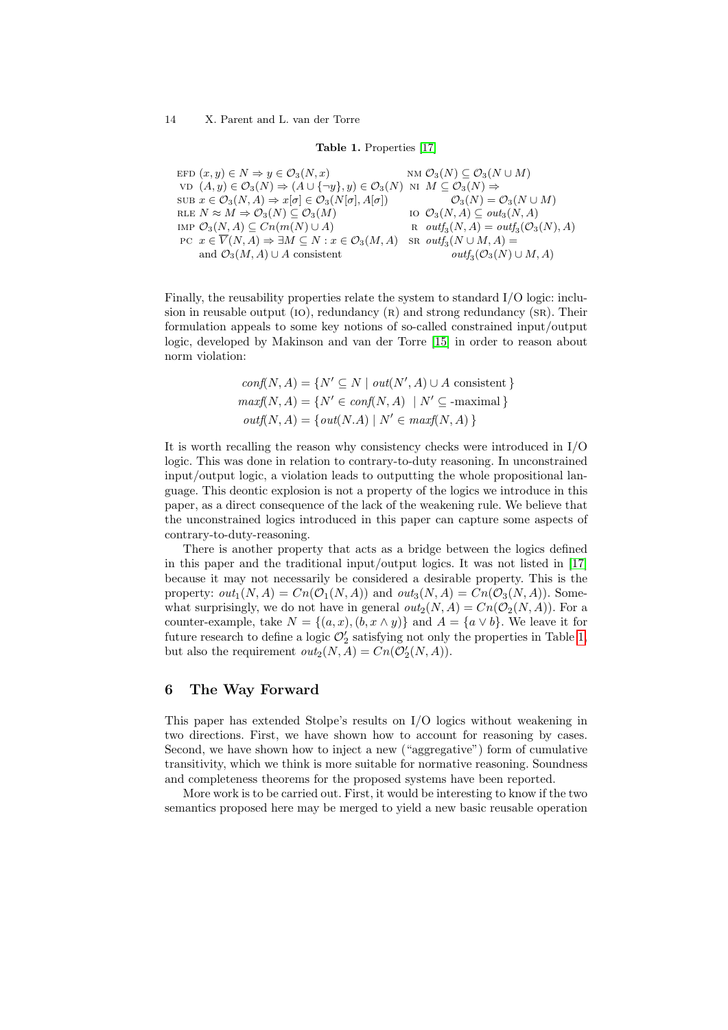**Table 1.** Properties [17]

| | |
|---|---|
| EFD $(x, y) \in N \Rightarrow y \in \mathcal{O}_3(N, x)$ | NM $\mathcal{O}_3(N) \subseteq \mathcal{O}_3(N \cup M)$ |
| VD $(A, y) \in \mathcal{O}_3(N) \Rightarrow (A \cup \{\neg y\}, y) \in \mathcal{O}_3(N)$ | NI $M \subseteq \mathcal{O}_3(N) \Rightarrow$ $\mathcal{O}_3(N) = \mathcal{O}_3(N \cup M)$ |
| SUB $x \in \mathcal{O}_3(N, A) \Rightarrow x[\sigma] \in \mathcal{O}_3(N[\sigma], A[\sigma])$ | |
| RLE $N \approx M \Rightarrow \mathcal{O}_3(N) \subseteq \mathcal{O}_3(M)$ | IO $\mathcal{O}_3(N, A) \subseteq out_3(N, A)$ |
| IMP $\mathcal{O}_3(N, A) \subseteq Cn(m(N) \cup A)$ | R $outf_3(N, A) = outf_3(\mathcal{O}_3(N), A)$ |
| PC $x \in \overline{V}(N, A) \Rightarrow \exists M \subseteq N : x \in \mathcal{O}_3(M, A)$ and $\mathcal{O}_3(M, A) \cup A$ consistent | SR $outf_3(N \cup M, A) =$ $outf_3(\mathcal{O}_3(N) \cup M, A)$ |

Finally, the reusability properties relate the system to standard I/O logic: inclusion in reusable output (IO), redundancy (R) and strong redundancy (SR). Their formulation appeals to some key notions of so-called constrained input/output logic, developed by Makinson and van der Torre [15] in order to reason about norm violation:

$$
\begin{aligned}
conf(N, A) &= \{N' \subseteq N \mid out(N', A) \cup A \text{ consistent}\} \\
maxf(N, A) &= \{N' \in conf(N, A) \ \mid \subseteq \text{-maximal}\} \\
outf(N, A) &= \{out(N.A) \mid N' \in maxf(N, A)\}
\end{aligned}
$$

It is worth recalling the reason why consistency checks were introduced in I/O logic. This was done in relation to contrary-to-duty reasoning. In unconstrained input/output logic, a violation leads to outputting the whole propositional language. This deontic explosion is not a property of the logics we introduce in this paper, as a direct consequence of the lack of the weakening rule. We believe that the unconstrained logics introduced in this paper can capture some aspects of contrary-to-duty-reasoning.

There is another property that acts as a bridge between the logics defined in this paper and the traditional input/output logics. It was not listed in [17] because it may not necessarily be considered a desirable property. This is the property: $out_1(N, A) = Cn(\mathcal{O}_1(N, A))$ and $out_3(N, A) = Cn(\mathcal{O}_3(N, A))$. Somewhat surprisingly, we do not have in general $out_2(N, A) = Cn(\mathcal{O}_2(N, A))$. For a counter-example, take $N = \{(a, x), (b, x \wedge y)\}$ and $A = \{a \vee b\}$. We leave it for future research to define a logic $\mathcal{O}'_2$ satisfying not only the properties in Table 1, but also the requirement $out_2(N, A) = Cn(\mathcal{O}'_2(N, A))$.

## 6 The Way Forward

This paper has extended Stolpe's results on I/O logics without weakening in two directions. First, we have shown how to account for reasoning by cases. Second, we have shown how to inject a new ("aggregative") form of cumulative transitivity, which we think is more suitable for normative reasoning. Soundness and completeness theorems for the proposed systems have been reported.

More work is to be carried out. First, it would be interesting to know if the two semantics proposed here may be merged to yield a new basic reusable operation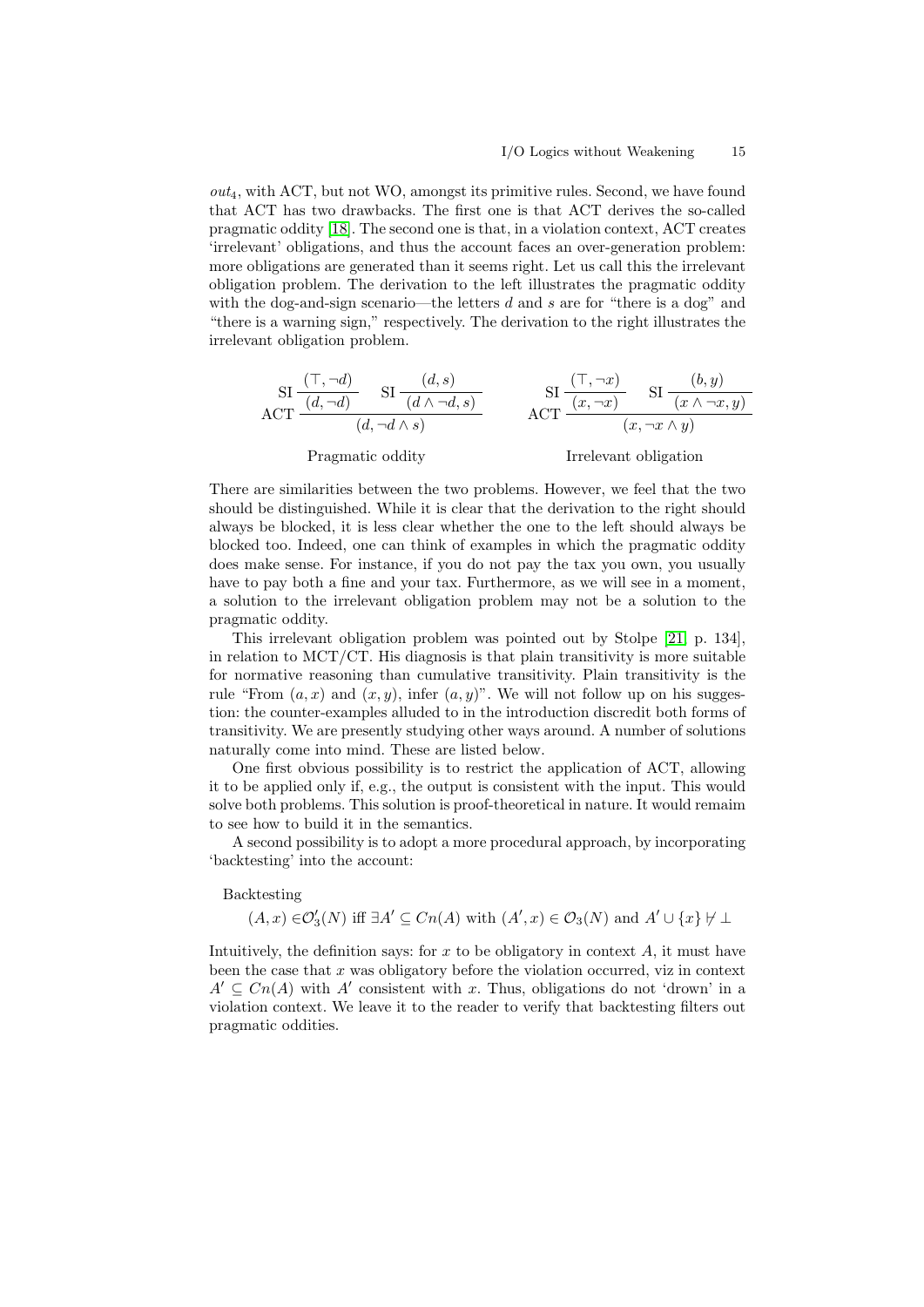$out_4$, with ACT, but not WO, amongst its primitive rules. Second, we have found that ACT has two drawbacks. The first one is that ACT derives the so-called pragmatic oddity [18]. The second one is that, in a violation context, ACT creates 'irrelevant' obligations, and thus the account faces an over-generation problem: more obligations are generated than it seems right. Let us call this the irrelevant obligation problem. The derivation to the left illustrates the pragmatic oddity with the dog-and-sign scenario—the letters $d$ and $s$ are for "there is a dog" and "there is a warning sign," respectively. The derivation to the right illustrates the irrelevant obligation problem.

$$
\text{ACT}\ \dfrac{\text{SI}\ \dfrac{(\top, \neg d)}{(d, \neg d)} \qquad \text{SI}\ \dfrac{(d, s)}{(d \wedge \neg d, s)}}{(d, \neg d \wedge s)}
\qquad\qquad
\text{ACT}\ \dfrac{\text{SI}\ \dfrac{(\top, \neg x)}{(x, \neg x)} \qquad \text{SI}\ \dfrac{(b, y)}{(x \wedge \neg x, y)}}{(x, \neg x \wedge y)}
$$

Pragmatic oddity — Irrelevant obligation

There are similarities between the two problems. However, we feel that the two should be distinguished. While it is clear that the derivation to the right should always be blocked, it is less clear whether the one to the left should always be blocked too. Indeed, one can think of examples in which the pragmatic oddity does make sense. For instance, if you do not pay the tax you own, you usually have to pay both a fine and your tax. Furthermore, as we will see in a moment, a solution to the irrelevant obligation problem may not be a solution to the pragmatic oddity.

This irrelevant obligation problem was pointed out by Stolpe [21, p. 134], in relation to MCT/CT. His diagnosis is that plain transitivity is more suitable for normative reasoning than cumulative transitivity. Plain transitivity is the rule "From $(a, x)$ and $(x, y)$, infer $(a, y)$". We will not follow up on his suggestion: the counter-examples alluded to in the introduction discredit both forms of transitivity. We are presently studying other ways around. A number of solutions naturally come into mind. These are listed below.

One first obvious possibility is to restrict the application of ACT, allowing it to be applied only if, e.g., the output is consistent with the input. This would solve both problems. This solution is proof-theoretical in nature. It would remaim to see how to build it in the semantics.

A second possibility is to adopt a more procedural approach, by incorporating 'backtesting' into the account:

Backtesting

$$(A, x) \in \mathcal{O}'_3(N) \text{ iff } \exists A' \subseteq Cn(A) \text{ with } (A', x) \in \mathcal{O}_3(N) \text{ and } A' \cup \{x\} \nvdash \bot$$

Intuitively, the definition says: for $x$ to be obligatory in context $A$, it must have been the case that $x$ was obligatory before the violation occurred, viz in context $A' \subseteq Cn(A)$ with $A'$ consistent with $x$. Thus, obligations do not 'drown' in a violation context. We leave it to the reader to verify that backtesting filters out pragmatic oddities.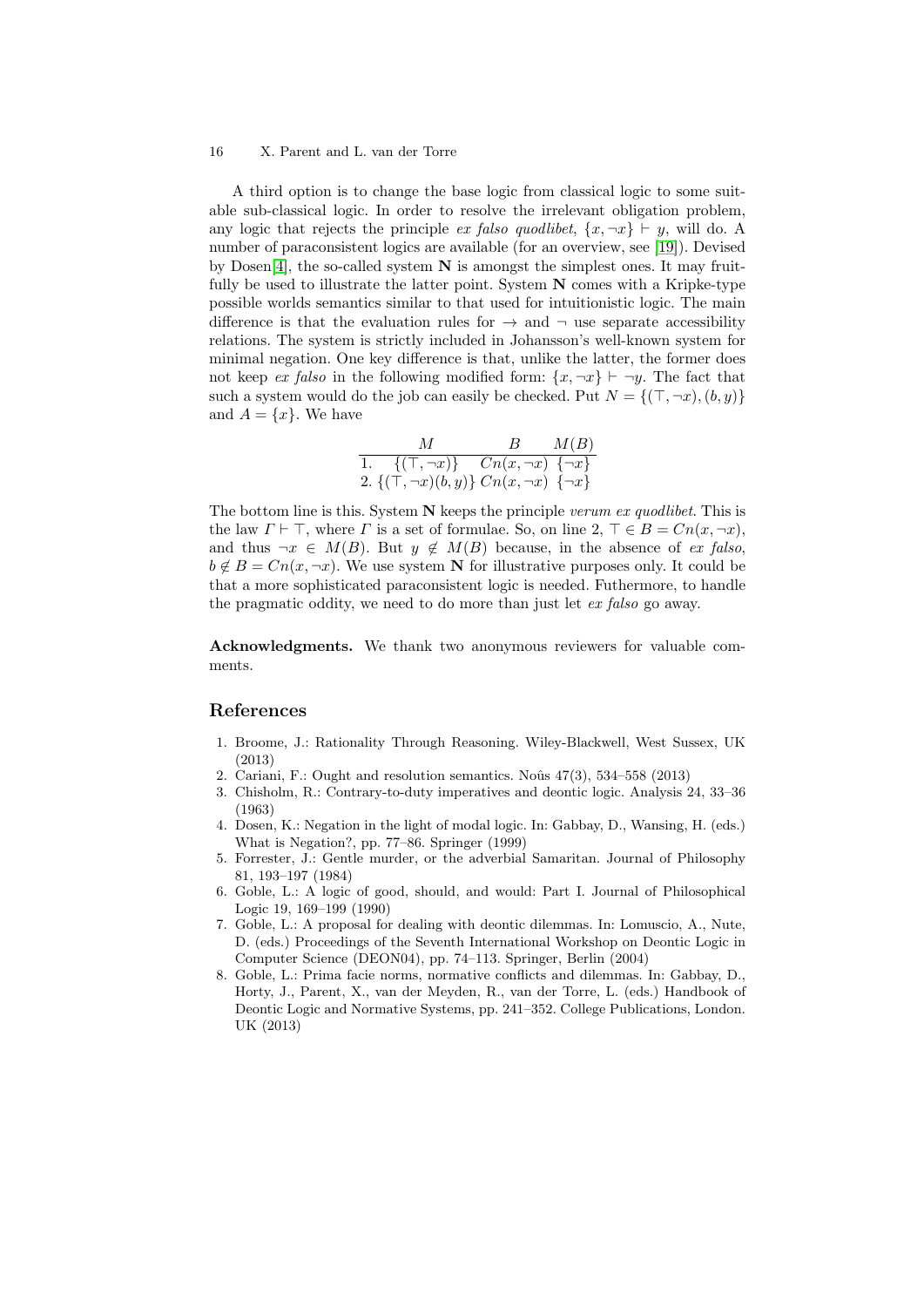A third option is to change the base logic from classical logic to some suitable sub-classical logic. In order to resolve the irrelevant obligation problem, any logic that rejects the principle *ex falso quodlibet*, $\{x, \neg x\} \vdash y$, will do. A number of paraconsistent logics are available (for an overview, see [19]). Devised by Dosen[4], the so-called system **N** is amongst the simplest ones. It may fruitfully be used to illustrate the latter point. System **N** comes with a Kripke-type possible worlds semantics similar to that used for intuitionistic logic. The main difference is that the evaluation rules for $\rightarrow$ and $\neg$ use separate accessibility relations. The system is strictly included in Johansson's well-known system for minimal negation. One key difference is that, unlike the latter, the former does not keep *ex falso* in the following modified form: $\{x, \neg x\} \vdash \neg y$. The fact that such a system would do the job can easily be checked. Put $N = \{(\top, \neg x), (b, y)\}$ and $A = \{x\}$. We have

| | $M$ | $B$ | $M(B)$ |
|---|---|---|---|
| 1. | $\{(\top, \neg x)\}$ | $Cn(x, \neg x)$ | $\{\neg x\}$ |
| 2. | $\{(\top, \neg x)(b, y)\}$ | $Cn(x, \neg x)$ | $\{\neg x\}$ |

The bottom line is this. System **N** keeps the principle *verum ex quodlibet*. This is the law $\Gamma \vdash \top$, where $\Gamma$ is a set of formulae. So, on line 2, $\top \in B = Cn(x, \neg x)$, and thus $\neg x \in M(B)$. But $y \notin M(B)$ because, in the absence of *ex falso*, $b \notin B = Cn(x, \neg x)$. We use system **N** for illustrative purposes only. It could be that a more sophisticated paraconsistent logic is needed. Futhermore, to handle the pragmatic oddity, we need to do more than just let *ex falso* go away.

**Acknowledgments.** We thank two anonymous reviewers for valuable comments.

## References

1. Broome, J.: Rationality Through Reasoning. Wiley-Blackwell, West Sussex, UK (2013)
2. Cariani, F.: Ought and resolution semantics. Noûs 47(3), 534–558 (2013)
3. Chisholm, R.: Contrary-to-duty imperatives and deontic logic. Analysis 24, 33–36 (1963)
4. Dosen, K.: Negation in the light of modal logic. In: Gabbay, D., Wansing, H. (eds.) What is Negation?, pp. 77–86. Springer (1999)
5. Forrester, J.: Gentle murder, or the adverbial Samaritan. Journal of Philosophy 81, 193–197 (1984)
6. Goble, L.: A logic of good, should, and would: Part I. Journal of Philosophical Logic 19, 169–199 (1990)
7. Goble, L.: A proposal for dealing with deontic dilemmas. In: Lomuscio, A., Nute, D. (eds.) Proceedings of the Seventh International Workshop on Deontic Logic in Computer Science (DEON04), pp. 74–113. Springer, Berlin (2004)
8. Goble, L.: Prima facie norms, normative conflicts and dilemmas. In: Gabbay, D., Horty, J., Parent, X., van der Meyden, R., van der Torre, L. (eds.) Handbook of Deontic Logic and Normative Systems, pp. 241–352. College Publications, London. UK (2013)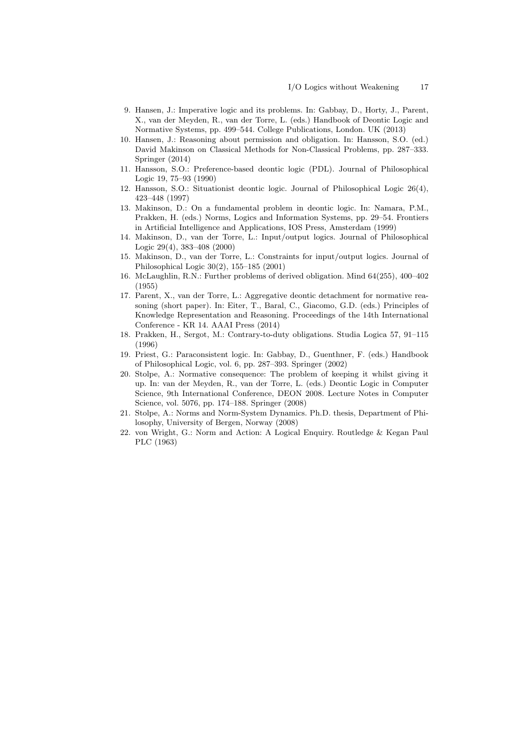9. Hansen, J.: Imperative logic and its problems. In: Gabbay, D., Horty, J., Parent, X., van der Meyden, R., van der Torre, L. (eds.) Handbook of Deontic Logic and Normative Systems, pp. 499–544. College Publications, London. UK (2013)
10. Hansen, J.: Reasoning about permission and obligation. In: Hansson, S.O. (ed.) David Makinson on Classical Methods for Non-Classical Problems, pp. 287–333. Springer (2014)
11. Hansson, S.O.: Preference-based deontic logic (PDL). Journal of Philosophical Logic 19, 75–93 (1990)
12. Hansson, S.O.: Situationist deontic logic. Journal of Philosophical Logic 26(4), 423–448 (1997)
13. Makinson, D.: On a fundamental problem in deontic logic. In: Namara, P.M., Prakken, H. (eds.) Norms, Logics and Information Systems, pp. 29–54. Frontiers in Artificial Intelligence and Applications, IOS Press, Amsterdam (1999)
14. Makinson, D., van der Torre, L.: Input/output logics. Journal of Philosophical Logic 29(4), 383–408 (2000)
15. Makinson, D., van der Torre, L.: Constraints for input/output logics. Journal of Philosophical Logic 30(2), 155–185 (2001)
16. McLaughlin, R.N.: Further problems of derived obligation. Mind 64(255), 400–402 (1955)
17. Parent, X., van der Torre, L.: Aggregative deontic detachment for normative reasoning (short paper). In: Eiter, T., Baral, C., Giacomo, G.D. (eds.) Principles of Knowledge Representation and Reasoning. Proceedings of the 14th International Conference - KR 14. AAAI Press (2014)
18. Prakken, H., Sergot, M.: Contrary-to-duty obligations. Studia Logica 57, 91–115 (1996)
19. Priest, G.: Paraconsistent logic. In: Gabbay, D., Guenthner, F. (eds.) Handbook of Philosophical Logic, vol. 6, pp. 287–393. Springer (2002)
20. Stolpe, A.: Normative consequence: The problem of keeping it whilst giving it up. In: van der Meyden, R., van der Torre, L. (eds.) Deontic Logic in Computer Science, 9th International Conference, DEON 2008. Lecture Notes in Computer Science, vol. 5076, pp. 174–188. Springer (2008)
21. Stolpe, A.: Norms and Norm-System Dynamics. Ph.D. thesis, Department of Philosophy, University of Bergen, Norway (2008)
22. von Wright, G.: Norm and Action: A Logical Enquiry. Routledge & Kegan Paul PLC (1963)